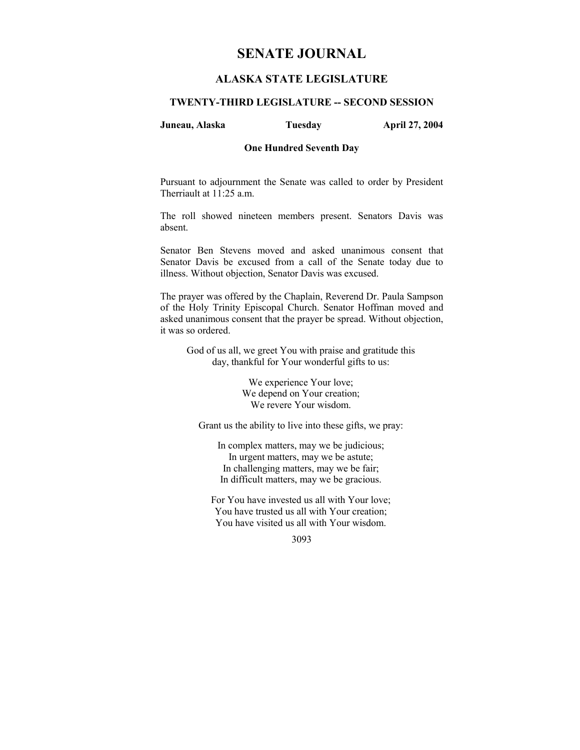# SENATE JOURNAL

## ALASKA STATE LEGISLATURE

### TWENTY-THIRD LEGISLATURE -- SECOND SESSION

**Juneau, Alaska** **Tuesday** **April 27, 2004**

**One Hundred Seventh Day**

Pursuant to adjournment the Senate was called to order by President Therriault at 11:25 a.m.

The roll showed nineteen members present. Senators Davis was absent.

Senator Ben Stevens moved and asked unanimous consent that Senator Davis be excused from a call of the Senate today due to illness. Without objection, Senator Davis was excused.

The prayer was offered by the Chaplain, Reverend Dr. Paula Sampson of the Holy Trinity Episcopal Church. Senator Hoffman moved and asked unanimous consent that the prayer be spread. Without objection, it was so ordered.

God of us all, we greet You with praise and gratitude this day, thankful for Your wonderful gifts to us:

We experience Your love;
We depend on Your creation;
We revere Your wisdom.

Grant us the ability to live into these gifts, we pray:

In complex matters, may we be judicious;
In urgent matters, may we be astute;
In challenging matters, may we be fair;
In difficult matters, may we be gracious.

For You have invested us all with Your love;
You have trusted us all with Your creation;
You have visited us all with Your wisdom.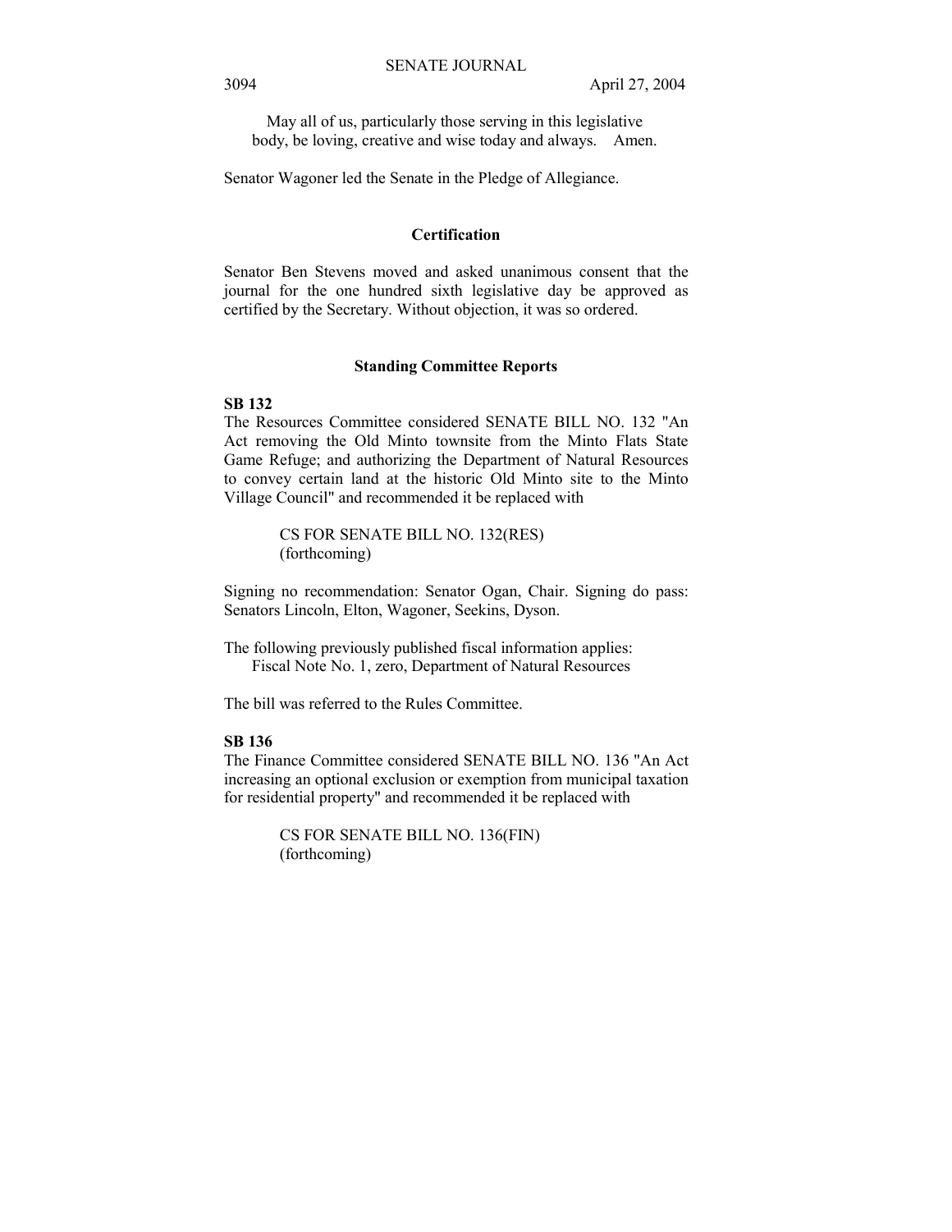May all of us, particularly those serving in this legislative body, be loving, creative and wise today and always. Amen.

Senator Wagoner led the Senate in the Pledge of Allegiance.

## Certification

Senator Ben Stevens moved and asked unanimous consent that the journal for the one hundred sixth legislative day be approved as certified by the Secretary. Without objection, it was so ordered.

## Standing Committee Reports

**SB 132**

The Resources Committee considered SENATE BILL NO. 132 "An Act removing the Old Minto townsite from the Minto Flats State Game Refuge; and authorizing the Department of Natural Resources to convey certain land at the historic Old Minto site to the Minto Village Council" and recommended it be replaced with

> CS FOR SENATE BILL NO. 132(RES)
> (forthcoming)

Signing no recommendation: Senator Ogan, Chair. Signing do pass: Senators Lincoln, Elton, Wagoner, Seekins, Dyson.

The following previously published fiscal information applies:
Fiscal Note No. 1, zero, Department of Natural Resources

The bill was referred to the Rules Committee.

**SB 136**

The Finance Committee considered SENATE BILL NO. 136 "An Act increasing an optional exclusion or exemption from municipal taxation for residential property" and recommended it be replaced with

> CS FOR SENATE BILL NO. 136(FIN)
> (forthcoming)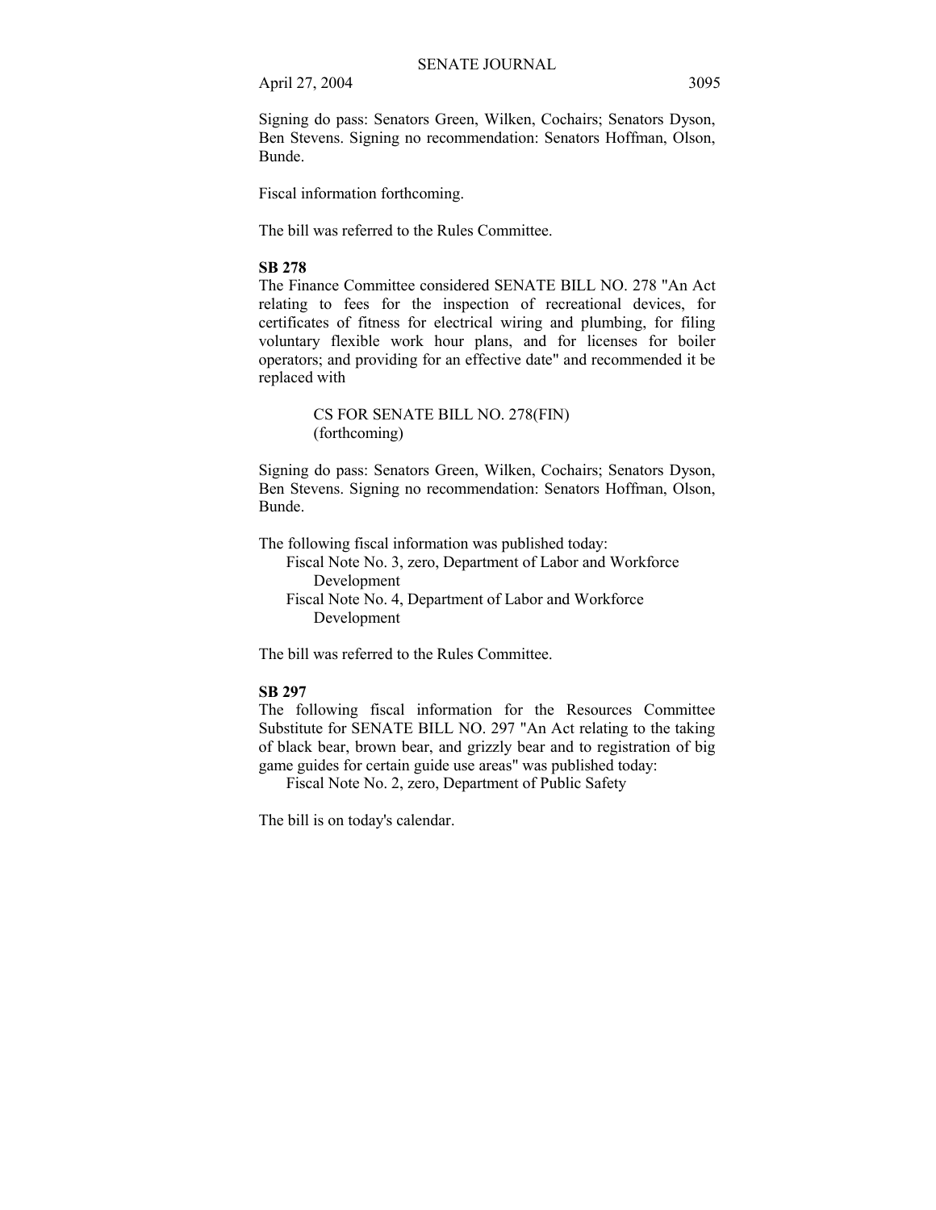Signing do pass: Senators Green, Wilken, Cochairs; Senators Dyson, Ben Stevens. Signing no recommendation: Senators Hoffman, Olson, Bunde.

Fiscal information forthcoming.

The bill was referred to the Rules Committee.

**SB 278**

The Finance Committee considered SENATE BILL NO. 278 "An Act relating to fees for the inspection of recreational devices, for certificates of fitness for electrical wiring and plumbing, for filing voluntary flexible work hour plans, and for licenses for boiler operators; and providing for an effective date" and recommended it be replaced with

> CS FOR SENATE BILL NO. 278(FIN)
> (forthcoming)

Signing do pass: Senators Green, Wilken, Cochairs; Senators Dyson, Ben Stevens. Signing no recommendation: Senators Hoffman, Olson, Bunde.

The following fiscal information was published today:

- Fiscal Note No. 3, zero, Department of Labor and Workforce Development
- Fiscal Note No. 4, Department of Labor and Workforce Development

The bill was referred to the Rules Committee.

**SB 297**

The following fiscal information for the Resources Committee Substitute for SENATE BILL NO. 297 "An Act relating to the taking of black bear, brown bear, and grizzly bear and to registration of big game guides for certain guide use areas" was published today:

- Fiscal Note No. 2, zero, Department of Public Safety

The bill is on today's calendar.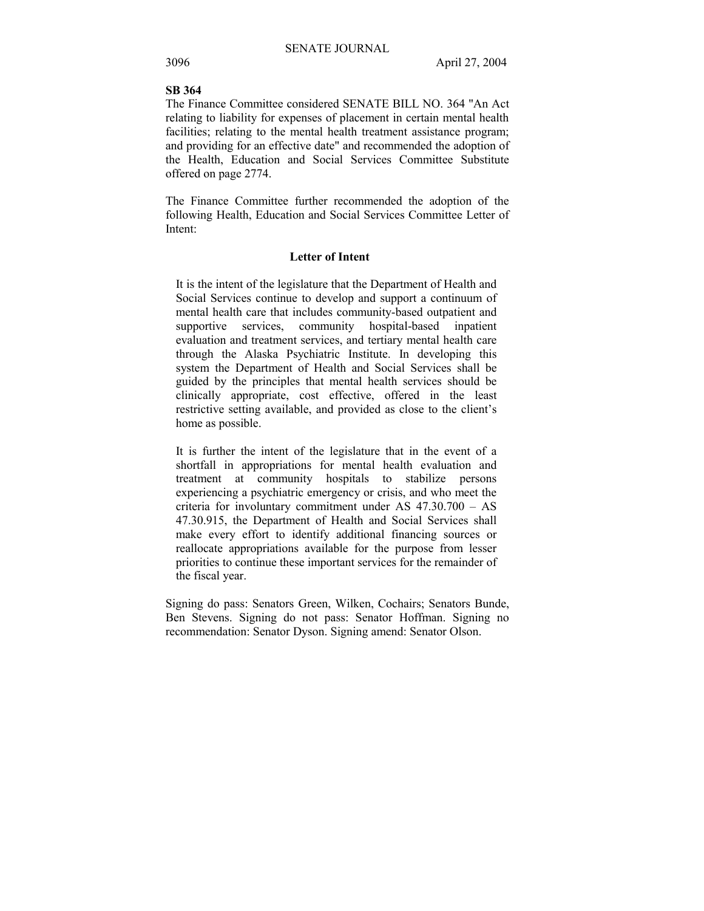**SB 364**

The Finance Committee considered SENATE BILL NO. 364 "An Act relating to liability for expenses of placement in certain mental health facilities; relating to the mental health treatment assistance program; and providing for an effective date" and recommended the adoption of the Health, Education and Social Services Committee Substitute offered on page 2774.

The Finance Committee further recommended the adoption of the following Health, Education and Social Services Committee Letter of Intent:

**Letter of Intent**

> It is the intent of the legislature that the Department of Health and Social Services continue to develop and support a continuum of mental health care that includes community-based outpatient and supportive services, community hospital-based inpatient evaluation and treatment services, and tertiary mental health care through the Alaska Psychiatric Institute. In developing this system the Department of Health and Social Services shall be guided by the principles that mental health services should be clinically appropriate, cost effective, offered in the least restrictive setting available, and provided as close to the client's home as possible.
>
> It is further the intent of the legislature that in the event of a shortfall in appropriations for mental health evaluation and treatment at community hospitals to stabilize persons experiencing a psychiatric emergency or crisis, and who meet the criteria for involuntary commitment under AS 47.30.700 – AS 47.30.915, the Department of Health and Social Services shall make every effort to identify additional financing sources or reallocate appropriations available for the purpose from lesser priorities to continue these important services for the remainder of the fiscal year.

Signing do pass: Senators Green, Wilken, Cochairs; Senators Bunde, Ben Stevens. Signing do not pass: Senator Hoffman. Signing no recommendation: Senator Dyson. Signing amend: Senator Olson.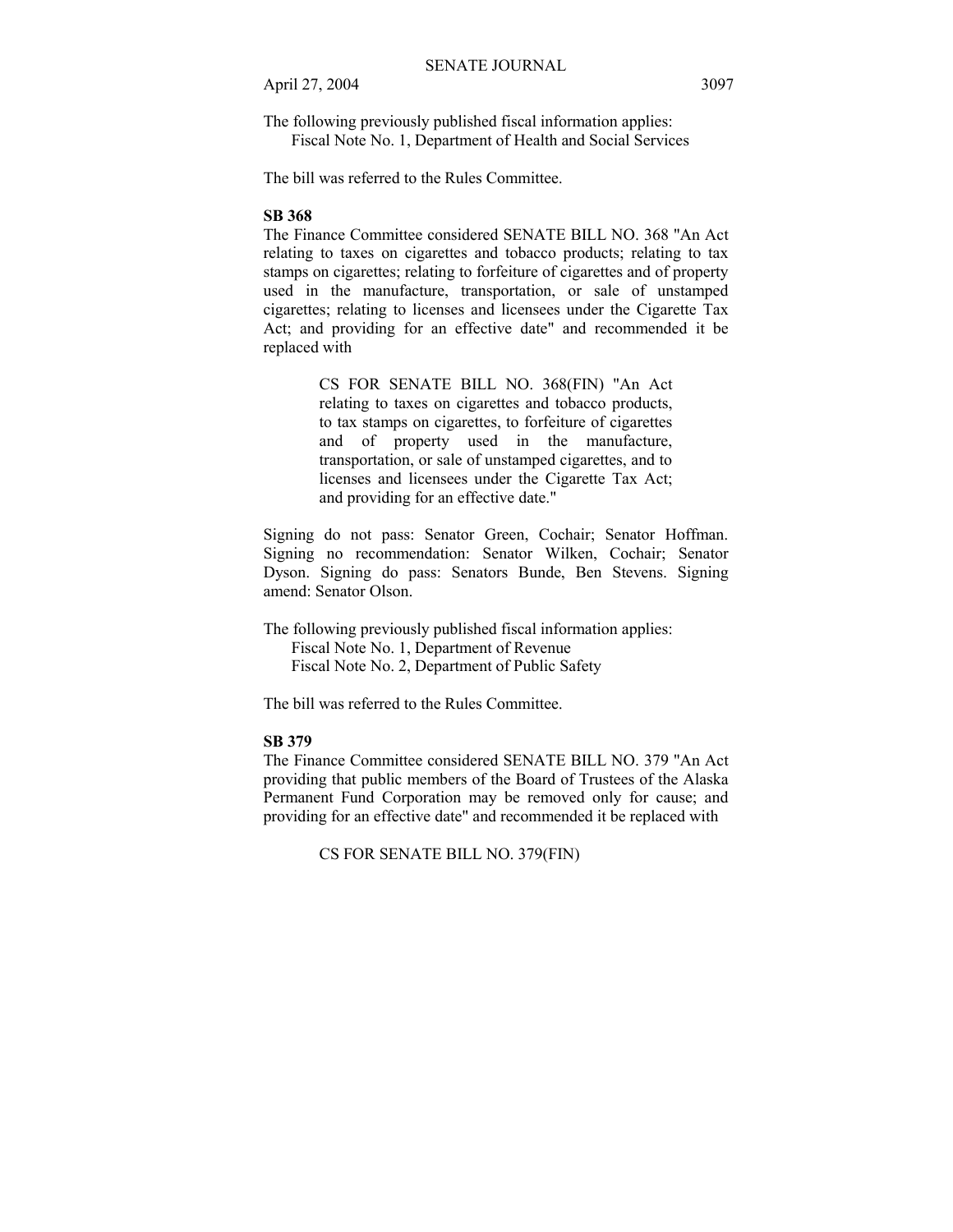The following previously published fiscal information applies:
Fiscal Note No. 1, Department of Health and Social Services

The bill was referred to the Rules Committee.

**SB 368**

The Finance Committee considered SENATE BILL NO. 368 "An Act relating to taxes on cigarettes and tobacco products; relating to tax stamps on cigarettes; relating to forfeiture of cigarettes and of property used in the manufacture, transportation, or sale of unstamped cigarettes; relating to licenses and licensees under the Cigarette Tax Act; and providing for an effective date" and recommended it be replaced with

> CS FOR SENATE BILL NO. 368(FIN) "An Act relating to taxes on cigarettes and tobacco products, to tax stamps on cigarettes, to forfeiture of cigarettes and of property used in the manufacture, transportation, or sale of unstamped cigarettes, and to licenses and licensees under the Cigarette Tax Act; and providing for an effective date."

Signing do not pass: Senator Green, Cochair; Senator Hoffman. Signing no recommendation: Senator Wilken, Cochair; Senator Dyson. Signing do pass: Senators Bunde, Ben Stevens. Signing amend: Senator Olson.

The following previously published fiscal information applies:
Fiscal Note No. 1, Department of Revenue
Fiscal Note No. 2, Department of Public Safety

The bill was referred to the Rules Committee.

**SB 379**

The Finance Committee considered SENATE BILL NO. 379 "An Act providing that public members of the Board of Trustees of the Alaska Permanent Fund Corporation may be removed only for cause; and providing for an effective date" and recommended it be replaced with

> CS FOR SENATE BILL NO. 379(FIN)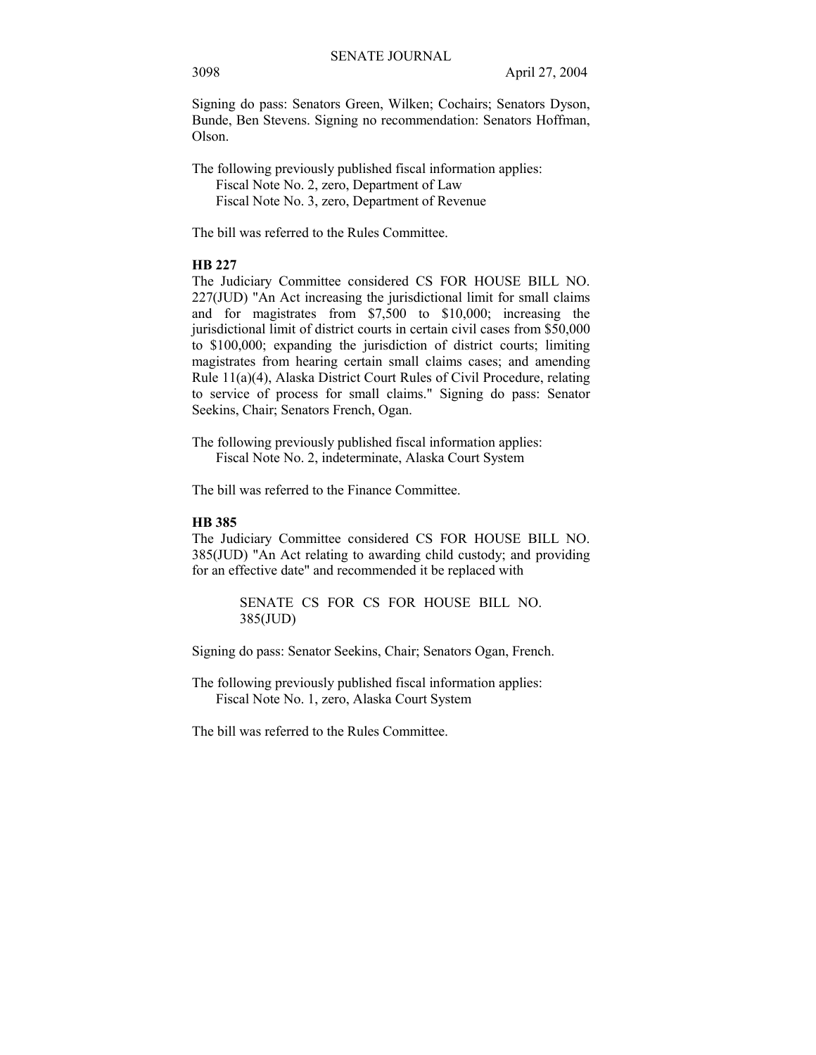Signing do pass: Senators Green, Wilken; Cochairs; Senators Dyson, Bunde, Ben Stevens. Signing no recommendation: Senators Hoffman, Olson.

The following previously published fiscal information applies:
Fiscal Note No. 2, zero, Department of Law
Fiscal Note No. 3, zero, Department of Revenue

The bill was referred to the Rules Committee.

**HB 227**

The Judiciary Committee considered CS FOR HOUSE BILL NO. 227(JUD) "An Act increasing the jurisdictional limit for small claims and for magistrates from $7,500 to $10,000; increasing the jurisdictional limit of district courts in certain civil cases from $50,000 to $100,000; expanding the jurisdiction of district courts; limiting magistrates from hearing certain small claims cases; and amending Rule 11(a)(4), Alaska District Court Rules of Civil Procedure, relating to service of process for small claims." Signing do pass: Senator Seekins, Chair; Senators French, Ogan.

The following previously published fiscal information applies:
Fiscal Note No. 2, indeterminate, Alaska Court System

The bill was referred to the Finance Committee.

**HB 385**

The Judiciary Committee considered CS FOR HOUSE BILL NO. 385(JUD) "An Act relating to awarding child custody; and providing for an effective date" and recommended it be replaced with

SENATE CS FOR CS FOR HOUSE BILL NO. 385(JUD)

Signing do pass: Senator Seekins, Chair; Senators Ogan, French.

The following previously published fiscal information applies:
Fiscal Note No. 1, zero, Alaska Court System

The bill was referred to the Rules Committee.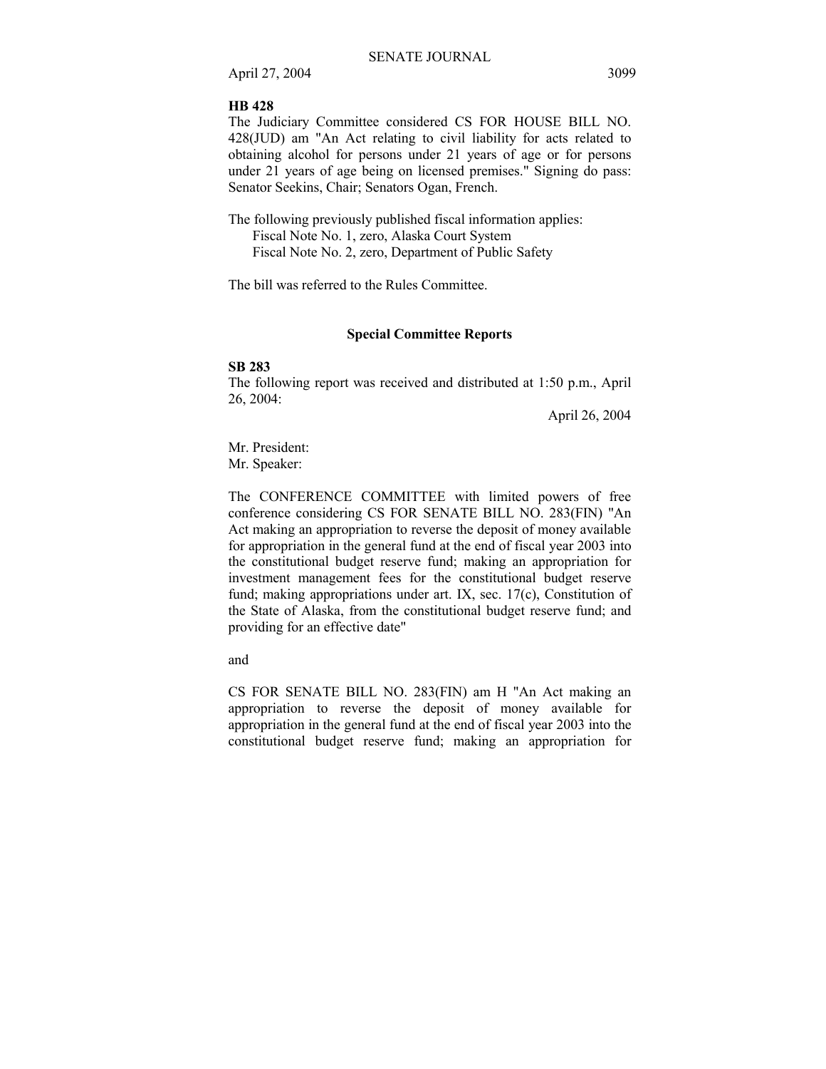**HB 428**

The Judiciary Committee considered CS FOR HOUSE BILL NO. 428(JUD) am "An Act relating to civil liability for acts related to obtaining alcohol for persons under 21 years of age or for persons under 21 years of age being on licensed premises." Signing do pass: Senator Seekins, Chair; Senators Ogan, French.

The following previously published fiscal information applies:
Fiscal Note No. 1, zero, Alaska Court System
Fiscal Note No. 2, zero, Department of Public Safety

The bill was referred to the Rules Committee.

## Special Committee Reports

**SB 283**

The following report was received and distributed at 1:50 p.m., April 26, 2004:

April 26, 2004

Mr. President:
Mr. Speaker:

The CONFERENCE COMMITTEE with limited powers of free conference considering CS FOR SENATE BILL NO. 283(FIN) "An Act making an appropriation to reverse the deposit of money available for appropriation in the general fund at the end of fiscal year 2003 into the constitutional budget reserve fund; making an appropriation for investment management fees for the constitutional budget reserve fund; making appropriations under art. IX, sec. 17(c), Constitution of the State of Alaska, from the constitutional budget reserve fund; and providing for an effective date"

and

CS FOR SENATE BILL NO. 283(FIN) am H "An Act making an appropriation to reverse the deposit of money available for appropriation in the general fund at the end of fiscal year 2003 into the constitutional budget reserve fund; making an appropriation for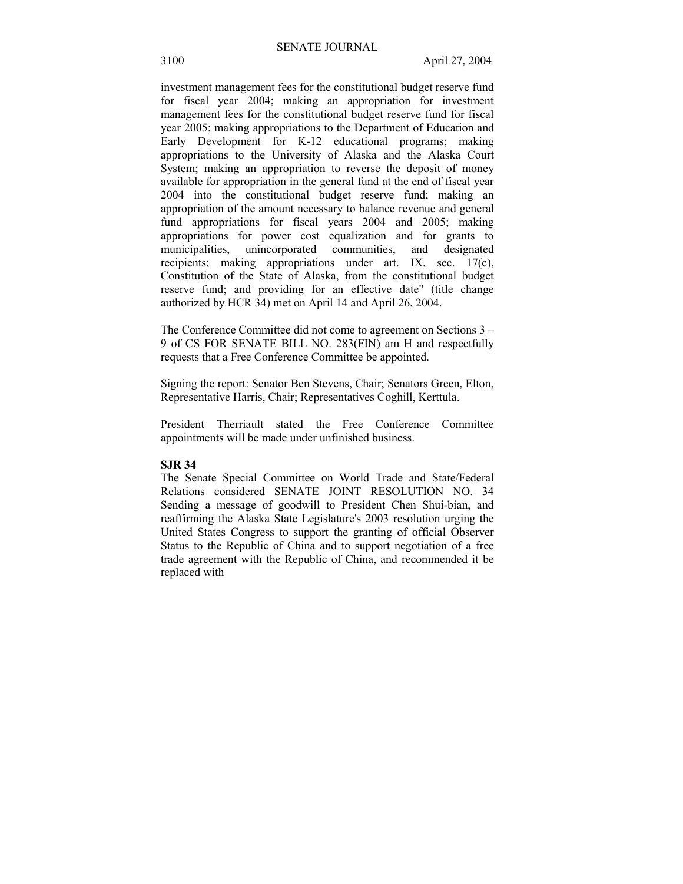investment management fees for the constitutional budget reserve fund for fiscal year 2004; making an appropriation for investment management fees for the constitutional budget reserve fund for fiscal year 2005; making appropriations to the Department of Education and Early Development for K-12 educational programs; making appropriations to the University of Alaska and the Alaska Court System; making an appropriation to reverse the deposit of money available for appropriation in the general fund at the end of fiscal year 2004 into the constitutional budget reserve fund; making an appropriation of the amount necessary to balance revenue and general fund appropriations for fiscal years 2004 and 2005; making appropriations for power cost equalization and for grants to municipalities, unincorporated communities, and designated recipients; making appropriations under art. IX, sec. 17(c), Constitution of the State of Alaska, from the constitutional budget reserve fund; and providing for an effective date" (title change authorized by HCR 34) met on April 14 and April 26, 2004.

The Conference Committee did not come to agreement on Sections 3 – 9 of CS FOR SENATE BILL NO. 283(FIN) am H and respectfully requests that a Free Conference Committee be appointed.

Signing the report: Senator Ben Stevens, Chair; Senators Green, Elton, Representative Harris, Chair; Representatives Coghill, Kerttula.

President Therriault stated the Free Conference Committee appointments will be made under unfinished business.

**SJR 34**

The Senate Special Committee on World Trade and State/Federal Relations considered SENATE JOINT RESOLUTION NO. 34 Sending a message of goodwill to President Chen Shui-bian, and reaffirming the Alaska State Legislature's 2003 resolution urging the United States Congress to support the granting of official Observer Status to the Republic of China and to support negotiation of a free trade agreement with the Republic of China, and recommended it be replaced with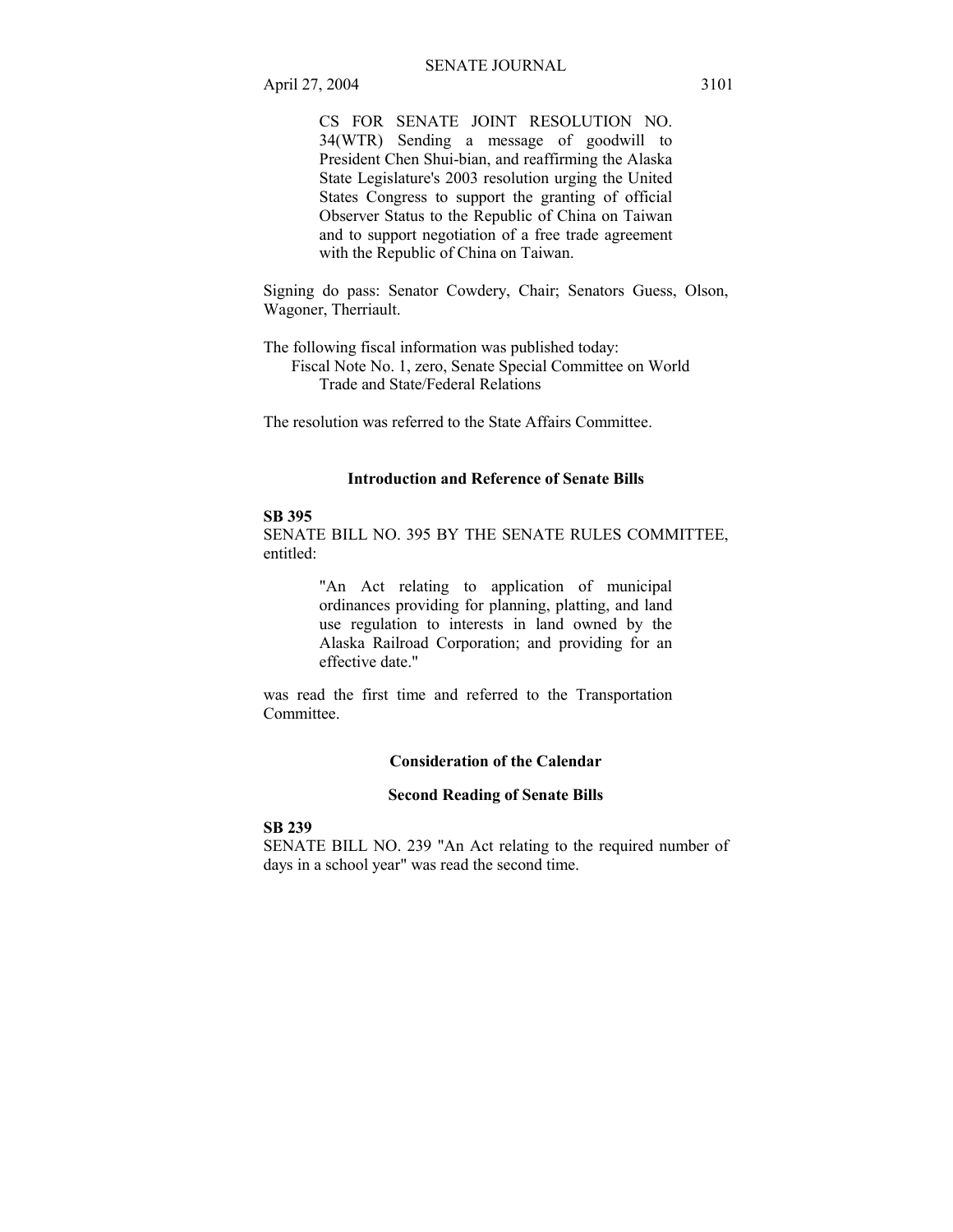CS FOR SENATE JOINT RESOLUTION NO. 34(WTR) Sending a message of goodwill to President Chen Shui-bian, and reaffirming the Alaska State Legislature's 2003 resolution urging the United States Congress to support the granting of official Observer Status to the Republic of China on Taiwan and to support negotiation of a free trade agreement with the Republic of China on Taiwan.

Signing do pass: Senator Cowdery, Chair; Senators Guess, Olson, Wagoner, Therriault.

The following fiscal information was published today:
Fiscal Note No. 1, zero, Senate Special Committee on World Trade and State/Federal Relations

The resolution was referred to the State Affairs Committee.

## Introduction and Reference of Senate Bills

**SB 395**

SENATE BILL NO. 395 BY THE SENATE RULES COMMITTEE, entitled:

"An Act relating to application of municipal ordinances providing for planning, platting, and land use regulation to interests in land owned by the Alaska Railroad Corporation; and providing for an effective date."

was read the first time and referred to the Transportation Committee.

## Consideration of the Calendar

### Second Reading of Senate Bills

**SB 239**

SENATE BILL NO. 239 "An Act relating to the required number of days in a school year" was read the second time.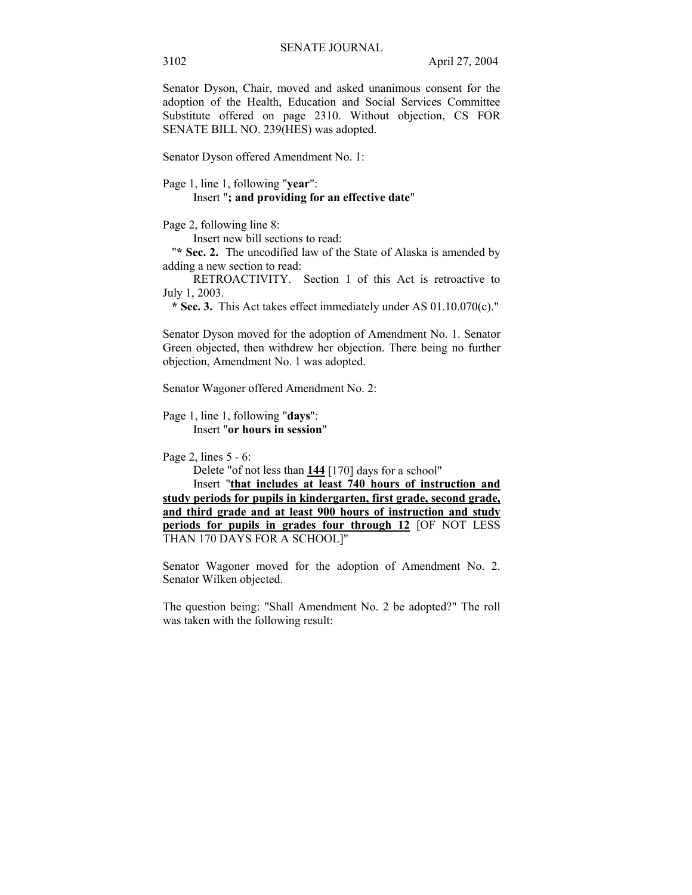Senator Dyson, Chair, moved and asked unanimous consent for the adoption of the Health, Education and Social Services Committee Substitute offered on page 2310. Without objection, CS FOR SENATE BILL NO. 239(HES) was adopted.

Senator Dyson offered Amendment No. 1:

Page 1, line 1, following "**year**":
Insert "**; and providing for an effective date**"

Page 2, following line 8:
Insert new bill sections to read:
"**\* Sec. 2.** The uncodified law of the State of Alaska is amended by adding a new section to read:
RETROACTIVITY. Section 1 of this Act is retroactive to July 1, 2003.
**\* Sec. 3.** This Act takes effect immediately under AS 01.10.070(c)."

Senator Dyson moved for the adoption of Amendment No. 1. Senator Green objected, then withdrew her objection. There being no further objection, Amendment No. 1 was adopted.

Senator Wagoner offered Amendment No. 2:

Page 1, line 1, following "**days**":
Insert "**or hours in session**"

Page 2, lines 5 - 6:
Delete "of not less than <u>**144**</u> [170] days for a school"
Insert "<u>**that includes at least 740 hours of instruction and study periods for pupils in kindergarten, first grade, second grade, and third grade and at least 900 hours of instruction and study periods for pupils in grades four through 12**</u> [OF NOT LESS THAN 170 DAYS FOR A SCHOOL]"

Senator Wagoner moved for the adoption of Amendment No. 2. Senator Wilken objected.

The question being: "Shall Amendment No. 2 be adopted?" The roll was taken with the following result: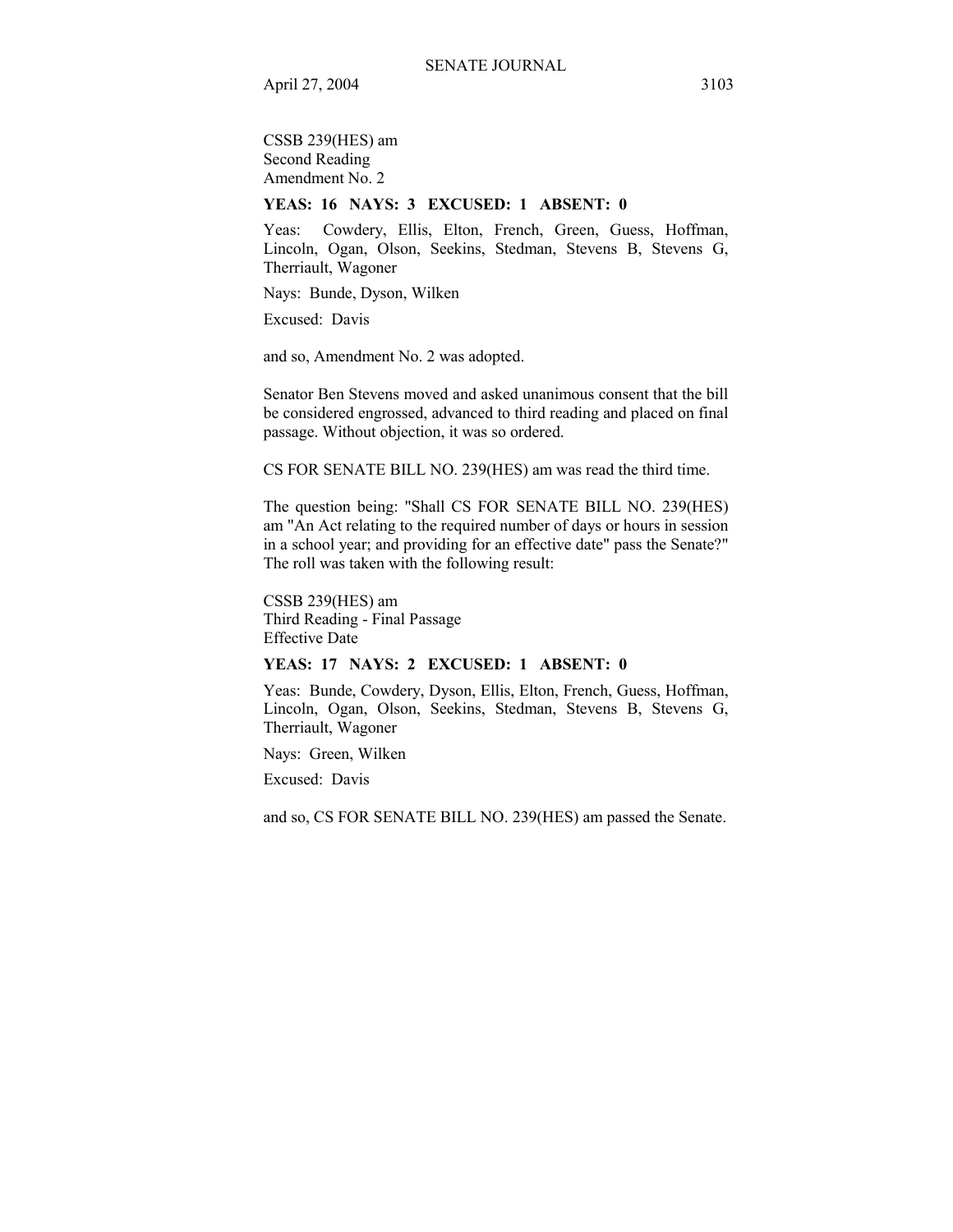CSSB 239(HES) am
Second Reading
Amendment No. 2

**YEAS: 16 NAYS: 3 EXCUSED: 1 ABSENT: 0**

Yeas: Cowdery, Ellis, Elton, French, Green, Guess, Hoffman, Lincoln, Ogan, Olson, Seekins, Stedman, Stevens B, Stevens G, Therriault, Wagoner

Nays: Bunde, Dyson, Wilken

Excused: Davis

and so, Amendment No. 2 was adopted.

Senator Ben Stevens moved and asked unanimous consent that the bill be considered engrossed, advanced to third reading and placed on final passage. Without objection, it was so ordered.

CS FOR SENATE BILL NO. 239(HES) am was read the third time.

The question being: "Shall CS FOR SENATE BILL NO. 239(HES) am "An Act relating to the required number of days or hours in session in a school year; and providing for an effective date" pass the Senate?" The roll was taken with the following result:

CSSB 239(HES) am
Third Reading - Final Passage
Effective Date

**YEAS: 17 NAYS: 2 EXCUSED: 1 ABSENT: 0**

Yeas: Bunde, Cowdery, Dyson, Ellis, Elton, French, Guess, Hoffman, Lincoln, Ogan, Olson, Seekins, Stedman, Stevens B, Stevens G, Therriault, Wagoner

Nays: Green, Wilken

Excused: Davis

and so, CS FOR SENATE BILL NO. 239(HES) am passed the Senate.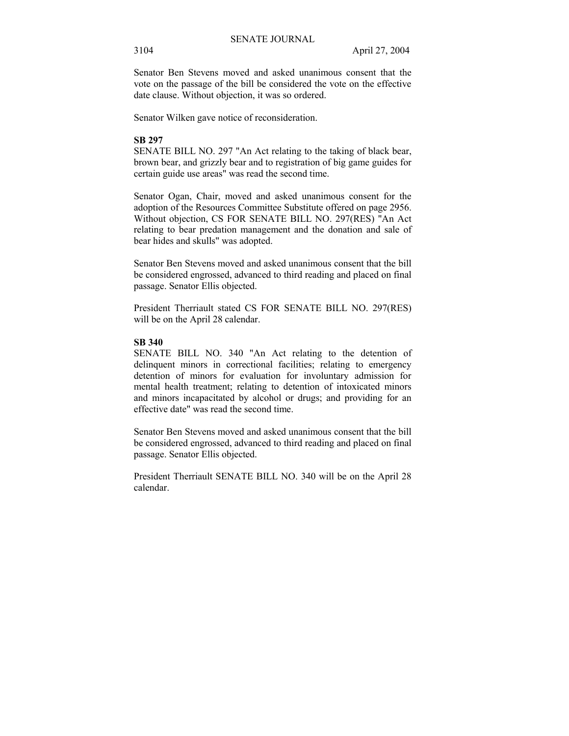Senator Ben Stevens moved and asked unanimous consent that the vote on the passage of the bill be considered the vote on the effective date clause. Without objection, it was so ordered.

Senator Wilken gave notice of reconsideration.

**SB 297**

SENATE BILL NO. 297 "An Act relating to the taking of black bear, brown bear, and grizzly bear and to registration of big game guides for certain guide use areas" was read the second time.

Senator Ogan, Chair, moved and asked unanimous consent for the adoption of the Resources Committee Substitute offered on page 2956. Without objection, CS FOR SENATE BILL NO. 297(RES) "An Act relating to bear predation management and the donation and sale of bear hides and skulls" was adopted.

Senator Ben Stevens moved and asked unanimous consent that the bill be considered engrossed, advanced to third reading and placed on final passage. Senator Ellis objected.

President Therriault stated CS FOR SENATE BILL NO. 297(RES) will be on the April 28 calendar.

**SB 340**

SENATE BILL NO. 340 "An Act relating to the detention of delinquent minors in correctional facilities; relating to emergency detention of minors for evaluation for involuntary admission for mental health treatment; relating to detention of intoxicated minors and minors incapacitated by alcohol or drugs; and providing for an effective date" was read the second time.

Senator Ben Stevens moved and asked unanimous consent that the bill be considered engrossed, advanced to third reading and placed on final passage. Senator Ellis objected.

President Therriault SENATE BILL NO. 340 will be on the April 28 calendar.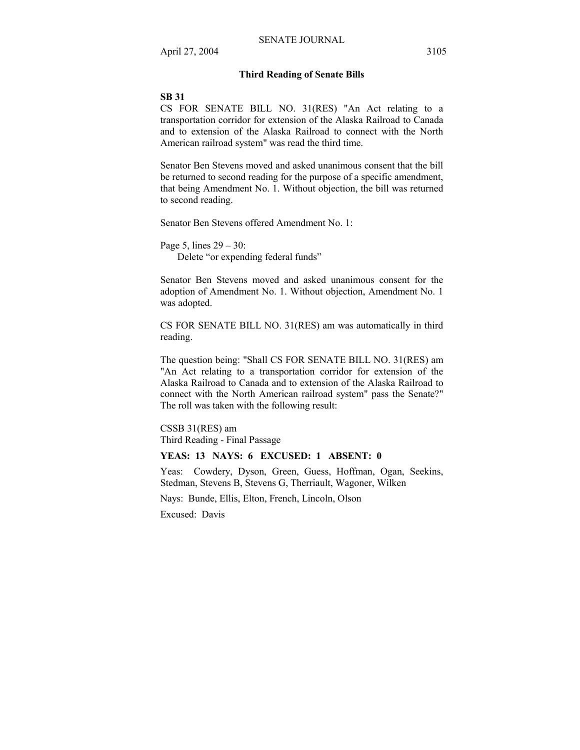### Third Reading of Senate Bills

**SB 31**

CS FOR SENATE BILL NO. 31(RES) "An Act relating to a transportation corridor for extension of the Alaska Railroad to Canada and to extension of the Alaska Railroad to connect with the North American railroad system" was read the third time.

Senator Ben Stevens moved and asked unanimous consent that the bill be returned to second reading for the purpose of a specific amendment, that being Amendment No. 1. Without objection, the bill was returned to second reading.

Senator Ben Stevens offered Amendment No. 1:

Page 5, lines 29 – 30:
Delete "or expending federal funds"

Senator Ben Stevens moved and asked unanimous consent for the adoption of Amendment No. 1. Without objection, Amendment No. 1 was adopted.

CS FOR SENATE BILL NO. 31(RES) am was automatically in third reading.

The question being: "Shall CS FOR SENATE BILL NO. 31(RES) am "An Act relating to a transportation corridor for extension of the Alaska Railroad to Canada and to extension of the Alaska Railroad to connect with the North American railroad system" pass the Senate?" The roll was taken with the following result:

CSSB 31(RES) am
Third Reading - Final Passage

**YEAS: 13 NAYS: 6 EXCUSED: 1 ABSENT: 0**

Yeas: Cowdery, Dyson, Green, Guess, Hoffman, Ogan, Seekins, Stedman, Stevens B, Stevens G, Therriault, Wagoner, Wilken

Nays: Bunde, Ellis, Elton, French, Lincoln, Olson

Excused: Davis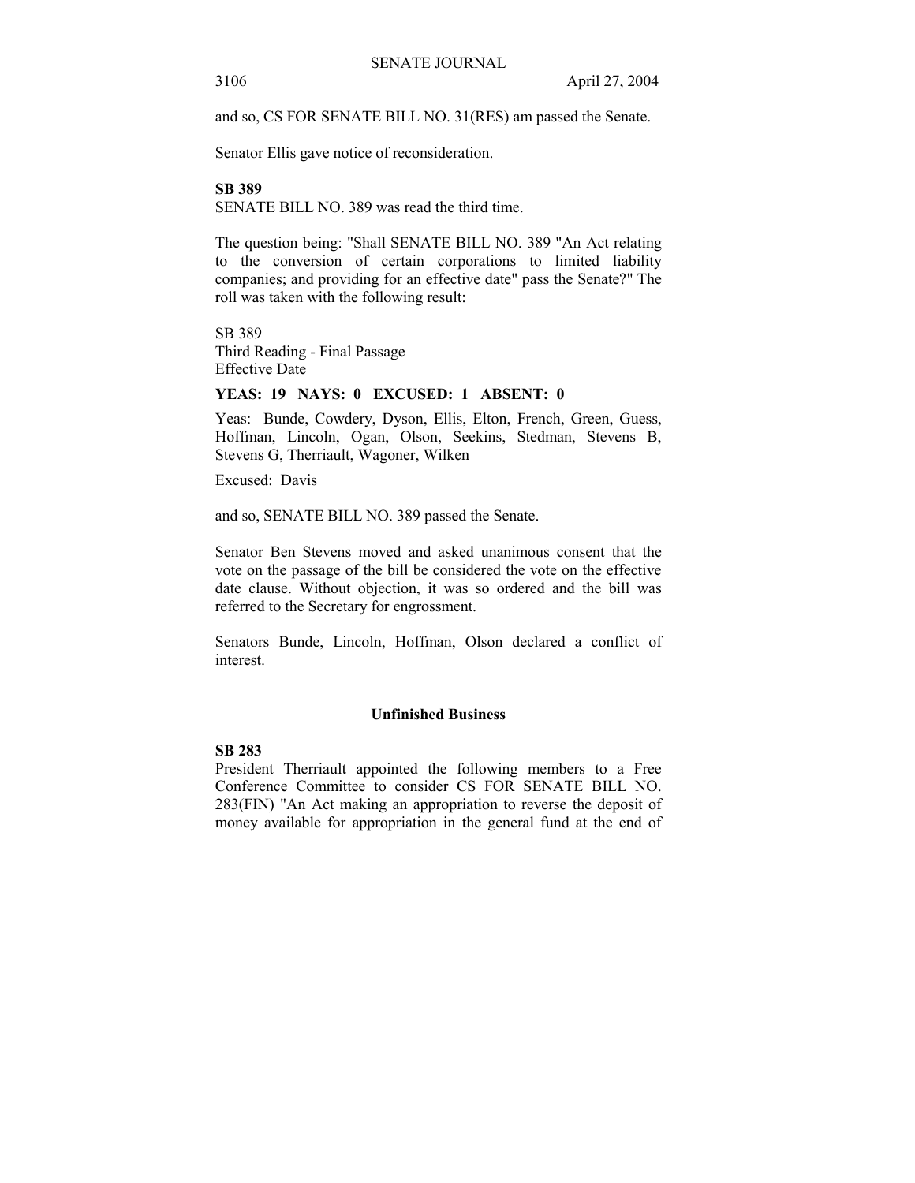and so, CS FOR SENATE BILL NO. 31(RES) am passed the Senate.

Senator Ellis gave notice of reconsideration.

**SB 389**
SENATE BILL NO. 389 was read the third time.

The question being: "Shall SENATE BILL NO. 389 "An Act relating to the conversion of certain corporations to limited liability companies; and providing for an effective date" pass the Senate?" The roll was taken with the following result:

SB 389
Third Reading - Final Passage
Effective Date

**YEAS: 19 NAYS: 0 EXCUSED: 1 ABSENT: 0**

Yeas: Bunde, Cowdery, Dyson, Ellis, Elton, French, Green, Guess, Hoffman, Lincoln, Ogan, Olson, Seekins, Stedman, Stevens B, Stevens G, Therriault, Wagoner, Wilken

Excused: Davis

and so, SENATE BILL NO. 389 passed the Senate.

Senator Ben Stevens moved and asked unanimous consent that the vote on the passage of the bill be considered the vote on the effective date clause. Without objection, it was so ordered and the bill was referred to the Secretary for engrossment.

Senators Bunde, Lincoln, Hoffman, Olson declared a conflict of interest.

## Unfinished Business

**SB 283**
President Therriault appointed the following members to a Free Conference Committee to consider CS FOR SENATE BILL NO. 283(FIN) "An Act making an appropriation to reverse the deposit of money available for appropriation in the general fund at the end of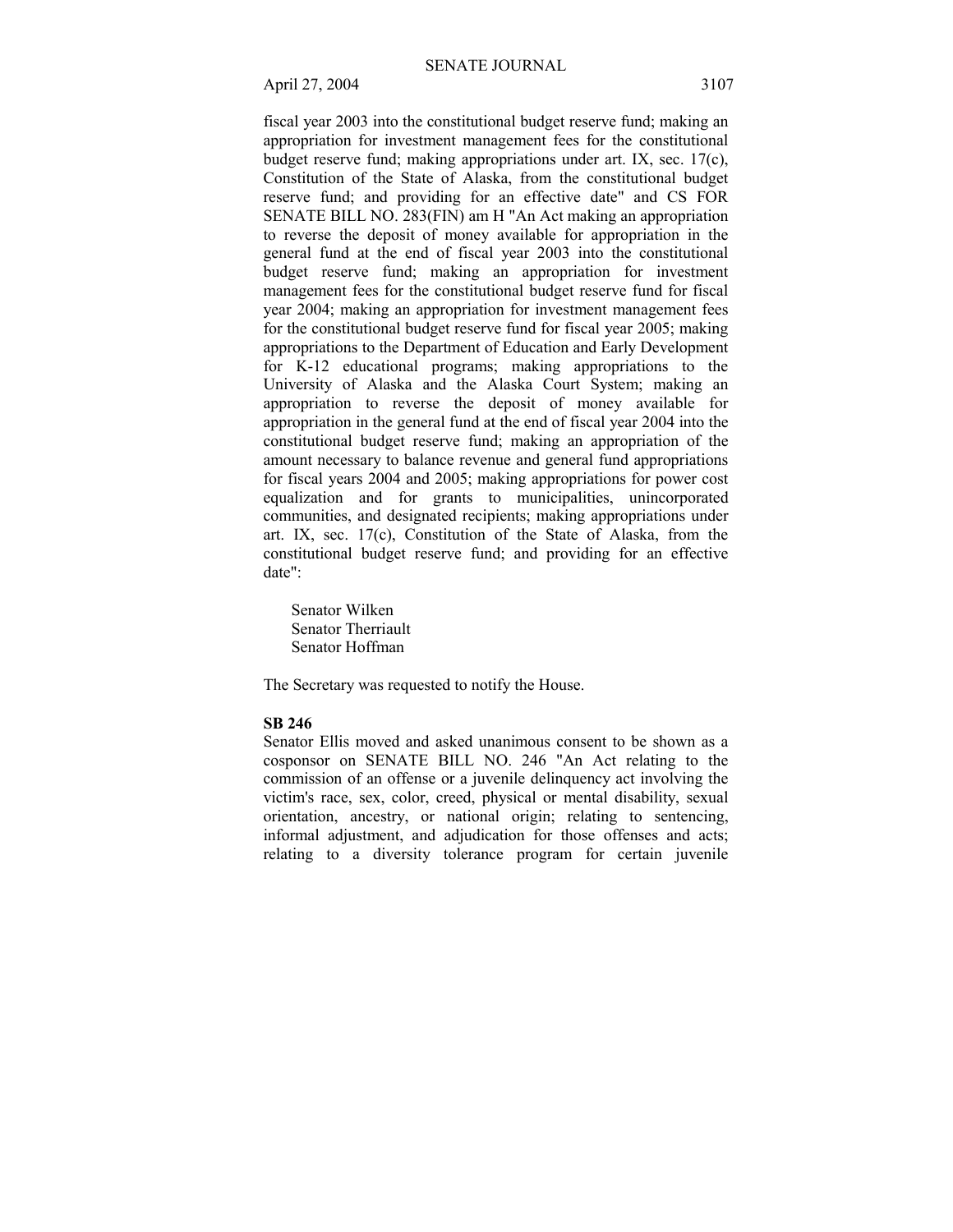fiscal year 2003 into the constitutional budget reserve fund; making an appropriation for investment management fees for the constitutional budget reserve fund; making appropriations under art. IX, sec. 17(c), Constitution of the State of Alaska, from the constitutional budget reserve fund; and providing for an effective date" and CS FOR SENATE BILL NO. 283(FIN) am H "An Act making an appropriation to reverse the deposit of money available for appropriation in the general fund at the end of fiscal year 2003 into the constitutional budget reserve fund; making an appropriation for investment management fees for the constitutional budget reserve fund for fiscal year 2004; making an appropriation for investment management fees for the constitutional budget reserve fund for fiscal year 2005; making appropriations to the Department of Education and Early Development for K-12 educational programs; making appropriations to the University of Alaska and the Alaska Court System; making an appropriation to reverse the deposit of money available for appropriation in the general fund at the end of fiscal year 2004 into the constitutional budget reserve fund; making an appropriation of the amount necessary to balance revenue and general fund appropriations for fiscal years 2004 and 2005; making appropriations for power cost equalization and for grants to municipalities, unincorporated communities, and designated recipients; making appropriations under art. IX, sec. 17(c), Constitution of the State of Alaska, from the constitutional budget reserve fund; and providing for an effective date":

Senator Wilken
Senator Therriault
Senator Hoffman

The Secretary was requested to notify the House.

**SB 246**

Senator Ellis moved and asked unanimous consent to be shown as a cosponsor on SENATE BILL NO. 246 "An Act relating to the commission of an offense or a juvenile delinquency act involving the victim's race, sex, color, creed, physical or mental disability, sexual orientation, ancestry, or national origin; relating to sentencing, informal adjustment, and adjudication for those offenses and acts; relating to a diversity tolerance program for certain juvenile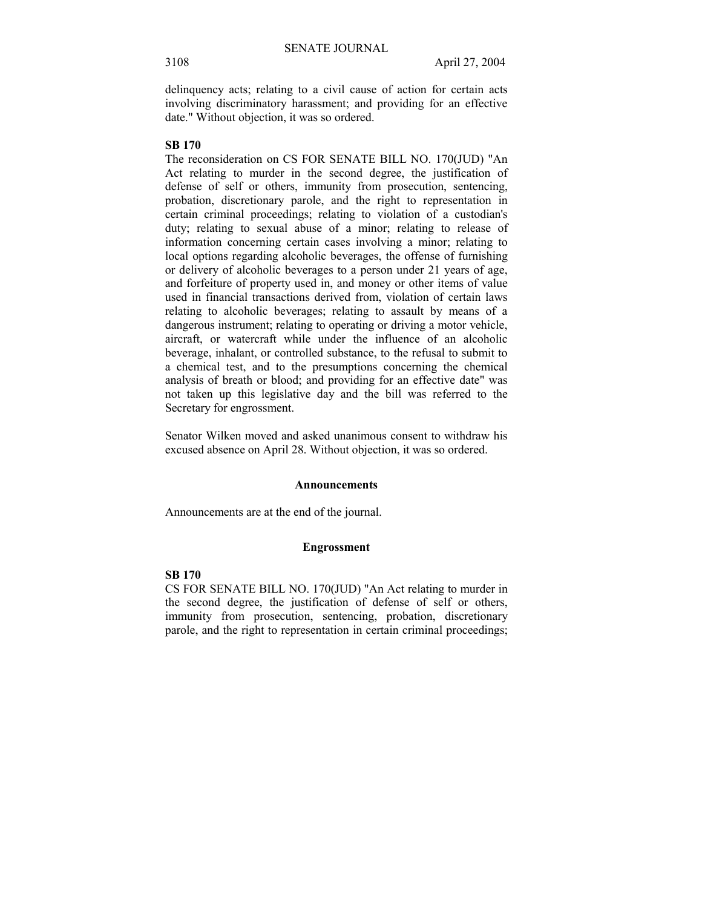delinquency acts; relating to a civil cause of action for certain acts involving discriminatory harassment; and providing for an effective date." Without objection, it was so ordered.

**SB 170**

The reconsideration on CS FOR SENATE BILL NO. 170(JUD) "An Act relating to murder in the second degree, the justification of defense of self or others, immunity from prosecution, sentencing, probation, discretionary parole, and the right to representation in certain criminal proceedings; relating to violation of a custodian's duty; relating to sexual abuse of a minor; relating to release of information concerning certain cases involving a minor; relating to local options regarding alcoholic beverages, the offense of furnishing or delivery of alcoholic beverages to a person under 21 years of age, and forfeiture of property used in, and money or other items of value used in financial transactions derived from, violation of certain laws relating to alcoholic beverages; relating to assault by means of a dangerous instrument; relating to operating or driving a motor vehicle, aircraft, or watercraft while under the influence of an alcoholic beverage, inhalant, or controlled substance, to the refusal to submit to a chemical test, and to the presumptions concerning the chemical analysis of breath or blood; and providing for an effective date" was not taken up this legislative day and the bill was referred to the Secretary for engrossment.

Senator Wilken moved and asked unanimous consent to withdraw his excused absence on April 28. Without objection, it was so ordered.

## Announcements

Announcements are at the end of the journal.

## Engrossment

**SB 170**

CS FOR SENATE BILL NO. 170(JUD) "An Act relating to murder in the second degree, the justification of defense of self or others, immunity from prosecution, sentencing, probation, discretionary parole, and the right to representation in certain criminal proceedings;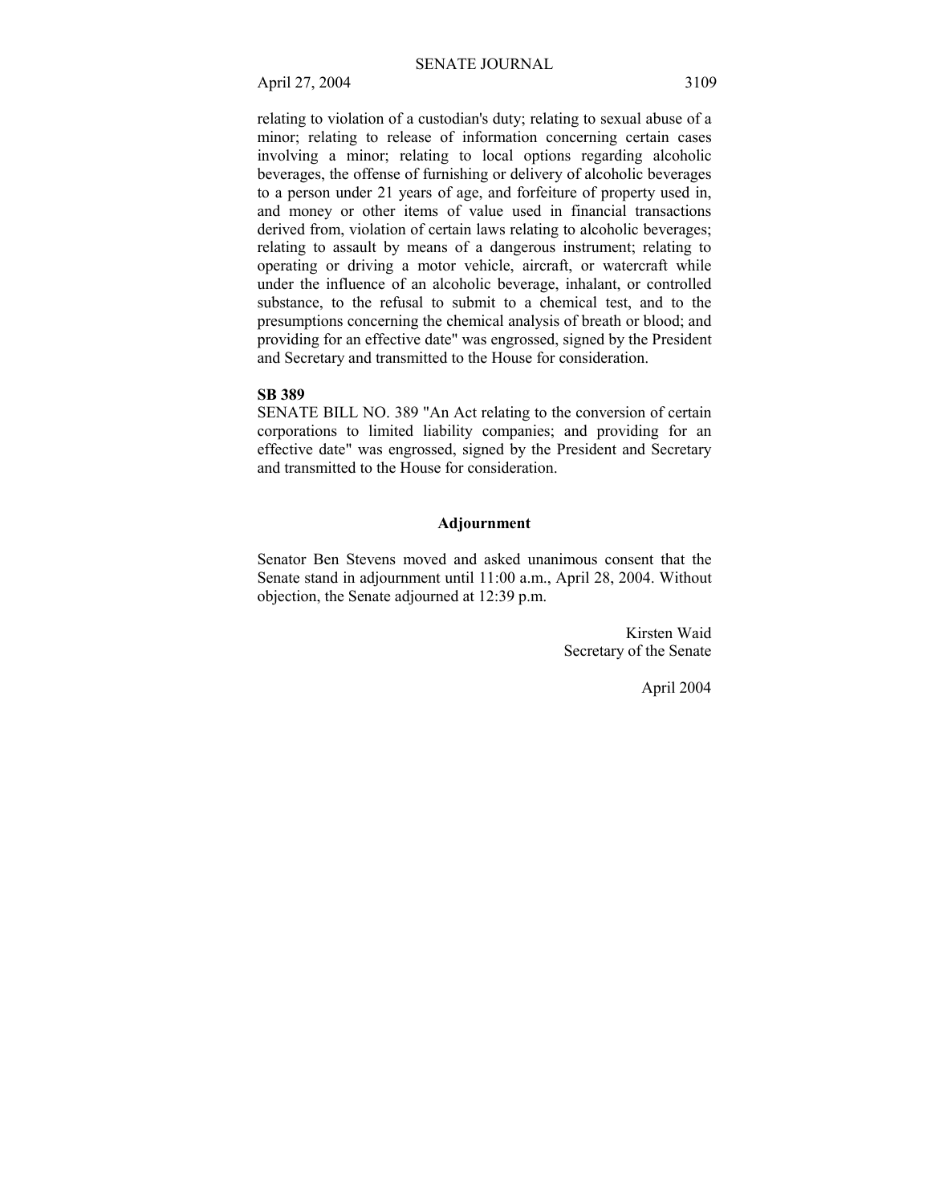relating to violation of a custodian's duty; relating to sexual abuse of a minor; relating to release of information concerning certain cases involving a minor; relating to local options regarding alcoholic beverages, the offense of furnishing or delivery of alcoholic beverages to a person under 21 years of age, and forfeiture of property used in, and money or other items of value used in financial transactions derived from, violation of certain laws relating to alcoholic beverages; relating to assault by means of a dangerous instrument; relating to operating or driving a motor vehicle, aircraft, or watercraft while under the influence of an alcoholic beverage, inhalant, or controlled substance, to the refusal to submit to a chemical test, and to the presumptions concerning the chemical analysis of breath or blood; and providing for an effective date" was engrossed, signed by the President and Secretary and transmitted to the House for consideration.

**SB 389**

SENATE BILL NO. 389 "An Act relating to the conversion of certain corporations to limited liability companies; and providing for an effective date" was engrossed, signed by the President and Secretary and transmitted to the House for consideration.

## Adjournment

Senator Ben Stevens moved and asked unanimous consent that the Senate stand in adjournment until 11:00 a.m., April 28, 2004. Without objection, the Senate adjourned at 12:39 p.m.

Kirsten Waid
Secretary of the Senate

April 2004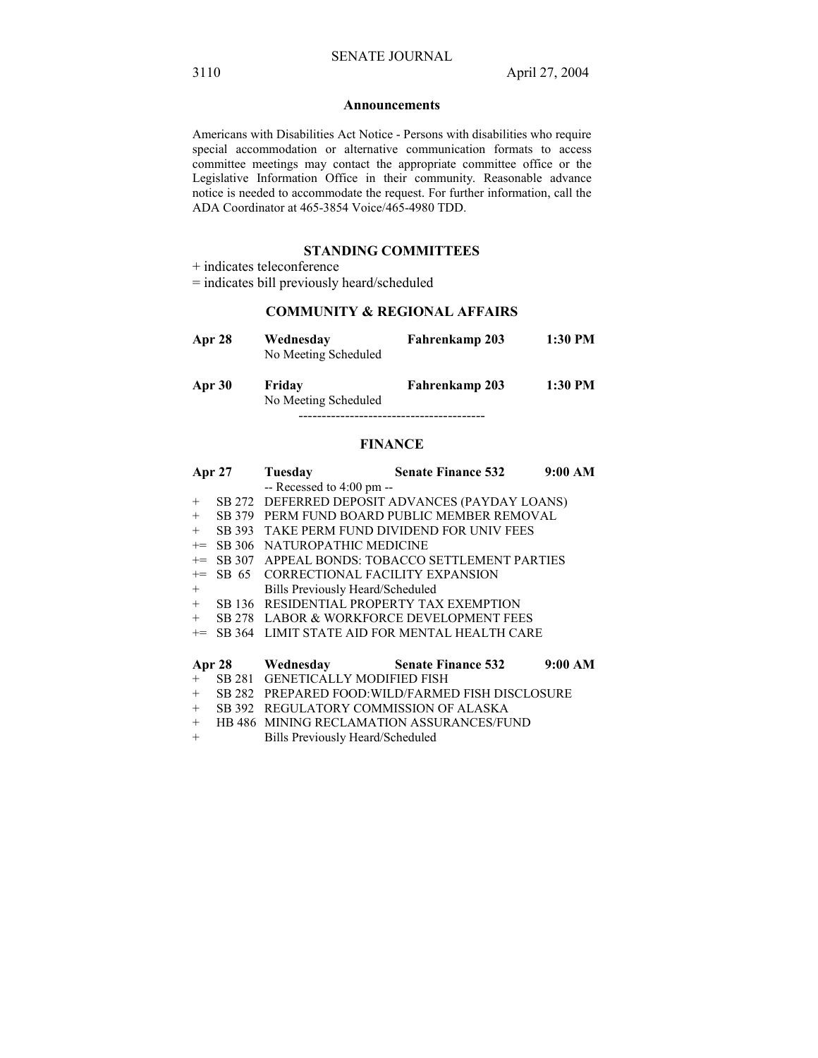## Announcements

Americans with Disabilities Act Notice - Persons with disabilities who require special accommodation or alternative communication formats to access committee meetings may contact the appropriate committee office or the Legislative Information Office in their community. Reasonable advance notice is needed to accommodate the request. For further information, call the ADA Coordinator at 465-3854 Voice/465-4980 TDD.

## STANDING COMMITTEES

+ indicates teleconference

= indicates bill previously heard/scheduled

### COMMUNITY & REGIONAL AFFAIRS

**Apr 28** **Wednesday** **Fahrenkamp 203** **1:30 PM**
No Meeting Scheduled

**Apr 30** **Friday** **Fahrenkamp 203** **1:30 PM**
No Meeting Scheduled

----------------------------------------

### FINANCE

**Apr 27** **Tuesday** **Senate Finance 532** **9:00 AM**
-- Recessed to 4:00 pm --

+ SB 272 DEFERRED DEPOSIT ADVANCES (PAYDAY LOANS)
+ SB 379 PERM FUND BOARD PUBLIC MEMBER REMOVAL
+ SB 393 TAKE PERM FUND DIVIDEND FOR UNIV FEES
+= SB 306 NATUROPATHIC MEDICINE
+= SB 307 APPEAL BONDS: TOBACCO SETTLEMENT PARTIES
+= SB 65 CORRECTIONAL FACILITY EXPANSION
+ Bills Previously Heard/Scheduled
+ SB 136 RESIDENTIAL PROPERTY TAX EXEMPTION
+ SB 278 LABOR & WORKFORCE DEVELOPMENT FEES
+= SB 364 LIMIT STATE AID FOR MENTAL HEALTH CARE

**Apr 28** **Wednesday** **Senate Finance 532** **9:00 AM**

+ SB 281 GENETICALLY MODIFIED FISH
+ SB 282 PREPARED FOOD:WILD/FARMED FISH DISCLOSURE
+ SB 392 REGULATORY COMMISSION OF ALASKA
+ HB 486 MINING RECLAMATION ASSURANCES/FUND
+ Bills Previously Heard/Scheduled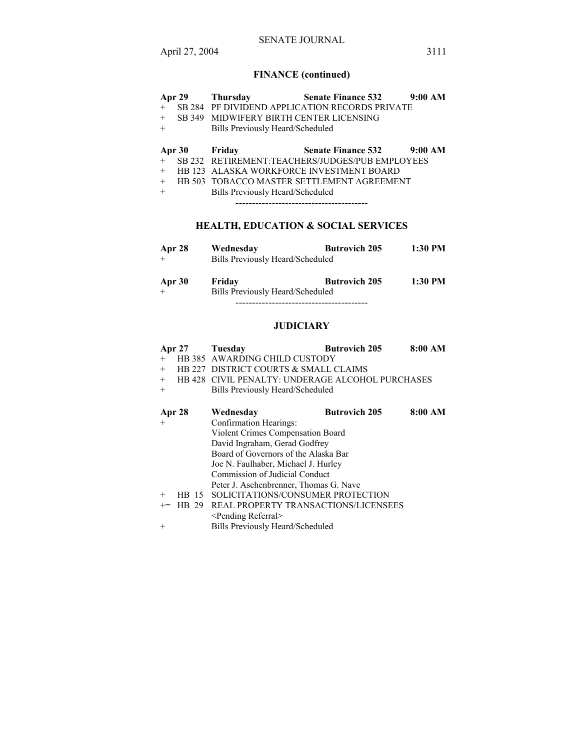## FINANCE (continued)

**Apr 29 Thursday Senate Finance 532 9:00 AM**

\+ SB 284 PF DIVIDEND APPLICATION RECORDS PRIVATE
\+ SB 349 MIDWIFERY BIRTH CENTER LICENSING
\+ Bills Previously Heard/Scheduled

**Apr 30 Friday Senate Finance 532 9:00 AM**

\+ SB 232 RETIREMENT:TEACHERS/JUDGES/PUB EMPLOYEES
\+ HB 123 ALASKA WORKFORCE INVESTMENT BOARD
\+ HB 503 TOBACCO MASTER SETTLEMENT AGREEMENT
\+ Bills Previously Heard/Scheduled

----------------------------------------

## HEALTH, EDUCATION & SOCIAL SERVICES

**Apr 28 Wednesday Butrovich 205 1:30 PM**

\+ Bills Previously Heard/Scheduled

**Apr 30 Friday Butrovich 205 1:30 PM**

\+ Bills Previously Heard/Scheduled

----------------------------------------

## JUDICIARY

**Apr 27 Tuesday Butrovich 205 8:00 AM**

\+ HB 385 AWARDING CHILD CUSTODY
\+ HB 227 DISTRICT COURTS & SMALL CLAIMS
\+ HB 428 CIVIL PENALTY: UNDERAGE ALCOHOL PURCHASES
\+ Bills Previously Heard/Scheduled

**Apr 28 Wednesday Butrovich 205 8:00 AM**

\+ Confirmation Hearings:
Violent Crimes Compensation Board
David Ingraham, Gerad Godfrey
Board of Governors of the Alaska Bar
Joe N. Faulhaber, Michael J. Hurley
Commission of Judicial Conduct
Peter J. Aschenbrenner, Thomas G. Nave
\+ HB 15 SOLICITATIONS/CONSUMER PROTECTION
+= HB 29 REAL PROPERTY TRANSACTIONS/LICENSEES
<Pending Referral>
\+ Bills Previously Heard/Scheduled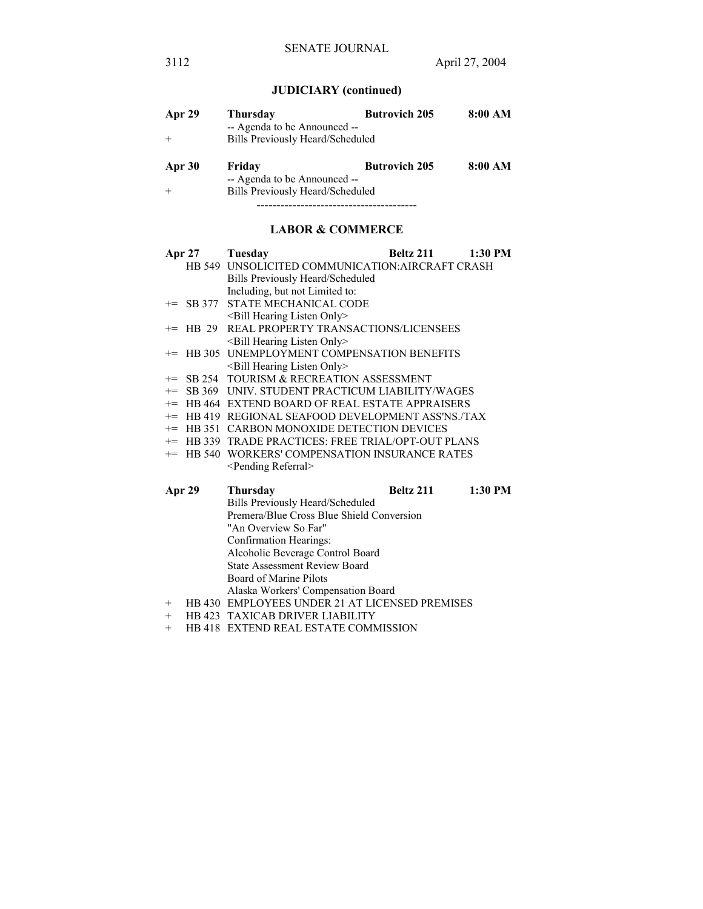## JUDICIARY (continued)

| | | | |
|---|---|---|---|
| **Apr 29** | **Thursday** | **Butrovich 205** | **8:00 AM** |
| | -- Agenda to be Announced -- | | |
| + | Bills Previously Heard/Scheduled | | |

| | | | |
|---|---|---|---|
| **Apr 30** | **Friday** | **Butrovich 205** | **8:00 AM** |
| | -- Agenda to be Announced -- | | |
| + | Bills Previously Heard/Scheduled | | |

----------------------------------------

## LABOR & COMMERCE

| | | | | |
|---|---|---|---|---|
| **Apr 27** | | **Tuesday** | **Beltz 211** | **1:30 PM** |
| | HB 549 | UNSOLICITED COMMUNICATION:AIRCRAFT CRASH | | |
| | | Bills Previously Heard/Scheduled | | |
| | | Including, but not Limited to: | | |
| += | SB 377 | STATE MECHANICAL CODE | | |
| | | <Bill Hearing Listen Only> | | |
| += | HB 29 | REAL PROPERTY TRANSACTIONS/LICENSEES | | |
| | | <Bill Hearing Listen Only> | | |
| += | HB 305 | UNEMPLOYMENT COMPENSATION BENEFITS | | |
| | | <Bill Hearing Listen Only> | | |
| += | SB 254 | TOURISM & RECREATION ASSESSMENT | | |
| += | SB 369 | UNIV. STUDENT PRACTICUM LIABILITY/WAGES | | |
| += | HB 464 | EXTEND BOARD OF REAL ESTATE APPRAISERS | | |
| += | HB 419 | REGIONAL SEAFOOD DEVELOPMENT ASS'NS./TAX | | |
| += | HB 351 | CARBON MONOXIDE DETECTION DEVICES | | |
| += | HB 339 | TRADE PRACTICES: FREE TRIAL/OPT-OUT PLANS | | |
| += | HB 540 | WORKERS' COMPENSATION INSURANCE RATES | | |
| | | <Pending Referral> | | |

| | | | | |
|---|---|---|---|---|
| **Apr 29** | | **Thursday** | **Beltz 211** | **1:30 PM** |
| | | Bills Previously Heard/Scheduled | | |
| | | Premera/Blue Cross Blue Shield Conversion | | |
| | | "An Overview So Far" | | |
| | | Confirmation Hearings: | | |
| | | Alcoholic Beverage Control Board | | |
| | | State Assessment Review Board | | |
| | | Board of Marine Pilots | | |
| | | Alaska Workers' Compensation Board | | |
| + | HB 430 | EMPLOYEES UNDER 21 AT LICENSED PREMISES | | |
| + | HB 423 | TAXICAB DRIVER LIABILITY | | |
| + | HB 418 | EXTEND REAL ESTATE COMMISSION | | |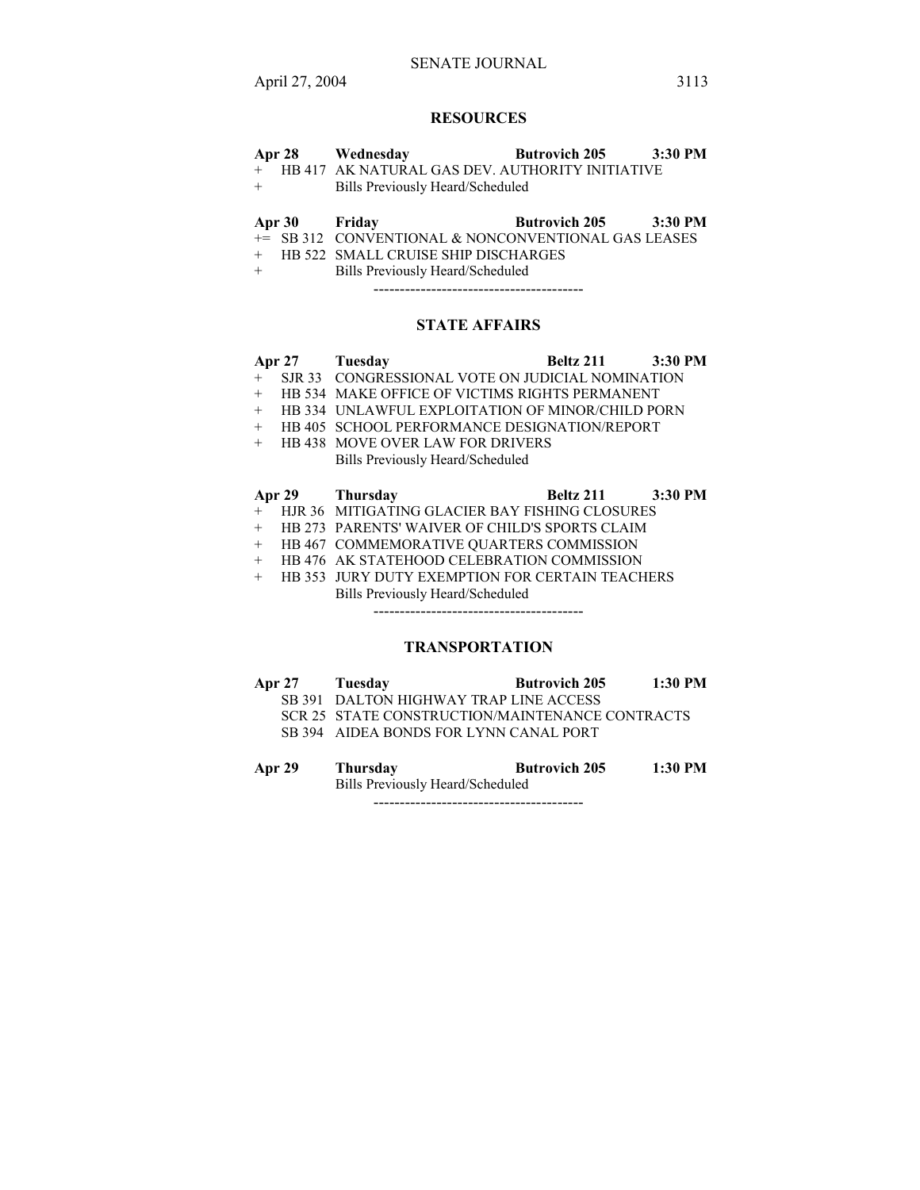## RESOURCES

| | | | | |
|---|---|---|---|---|
| **Apr 28** | **Wednesday** | | **Butrovich 205** | **3:30 PM** |
| + | HB 417 | AK NATURAL GAS DEV. AUTHORITY INITIATIVE | | |
| + | | Bills Previously Heard/Scheduled | | |

| | | | | |
|---|---|---|---|---|
| **Apr 30** | **Friday** | | **Butrovich 205** | **3:30 PM** |
| += | SB 312 | CONVENTIONAL & NONCONVENTIONAL GAS LEASES | | |
| + | HB 522 | SMALL CRUISE SHIP DISCHARGES | | |
| + | | Bills Previously Heard/Scheduled | | |

----------------------------------------

## STATE AFFAIRS

| | | | | |
|---|---|---|---|---|
| **Apr 27** | **Tuesday** | | **Beltz 211** | **3:30 PM** |
| + | SJR 33 | CONGRESSIONAL VOTE ON JUDICIAL NOMINATION | | |
| + | HB 534 | MAKE OFFICE OF VICTIMS RIGHTS PERMANENT | | |
| + | HB 334 | UNLAWFUL EXPLOITATION OF MINOR/CHILD PORN | | |
| + | HB 405 | SCHOOL PERFORMANCE DESIGNATION/REPORT | | |
| + | HB 438 | MOVE OVER LAW FOR DRIVERS | | |
| | | Bills Previously Heard/Scheduled | | |

| | | | | |
|---|---|---|---|---|
| **Apr 29** | **Thursday** | | **Beltz 211** | **3:30 PM** |
| + | HJR 36 | MITIGATING GLACIER BAY FISHING CLOSURES | | |
| + | HB 273 | PARENTS' WAIVER OF CHILD'S SPORTS CLAIM | | |
| + | HB 467 | COMMEMORATIVE QUARTERS COMMISSION | | |
| + | HB 476 | AK STATEHOOD CELEBRATION COMMISSION | | |
| + | HB 353 | JURY DUTY EXEMPTION FOR CERTAIN TEACHERS | | |
| | | Bills Previously Heard/Scheduled | | |

----------------------------------------

## TRANSPORTATION

| | | | | |
|---|---|---|---|---|
| **Apr 27** | **Tuesday** | | **Butrovich 205** | **1:30 PM** |
| | SB 391 | DALTON HIGHWAY TRAP LINE ACCESS | | |
| | SCR 25 | STATE CONSTRUCTION/MAINTENANCE CONTRACTS | | |
| | SB 394 | AIDEA BONDS FOR LYNN CANAL PORT | | |

| | | | | |
|---|---|---|---|---|
| **Apr 29** | **Thursday** | | **Butrovich 205** | **1:30 PM** |
| | | Bills Previously Heard/Scheduled | | |

----------------------------------------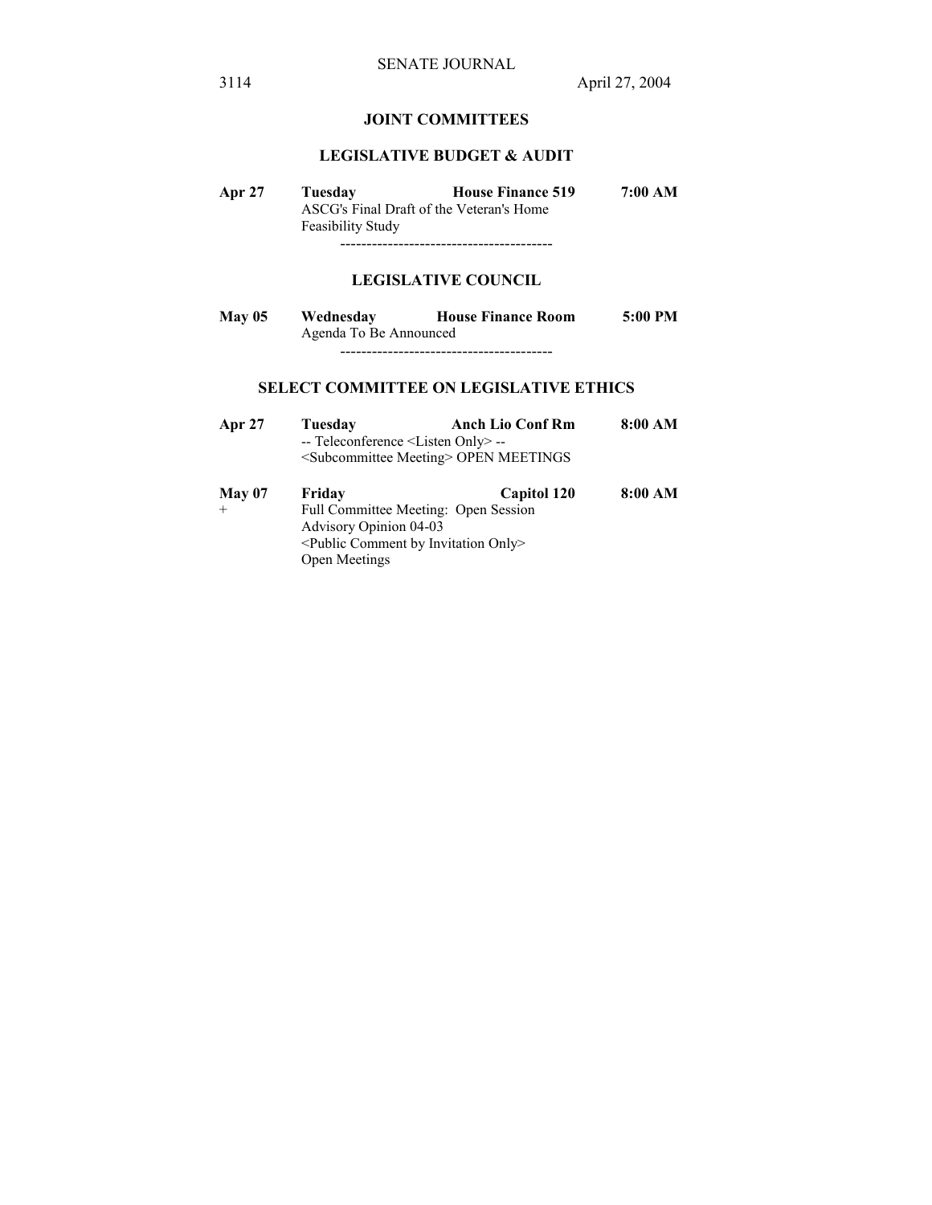## JOINT COMMITTEES

### LEGISLATIVE BUDGET & AUDIT

| | | | |
|---|---|---|---|
| **Apr 27** | **Tuesday** | **House Finance 519** | **7:00 AM** |
| | ASCG's Final Draft of the Veteran's Home Feasibility Study | | |

----------------------------------------

### LEGISLATIVE COUNCIL

| | | | |
|---|---|---|---|
| **May 05** | **Wednesday** | **House Finance Room** | **5:00 PM** |
| | Agenda To Be Announced | | |

----------------------------------------

### SELECT COMMITTEE ON LEGISLATIVE ETHICS

| | | | |
|---|---|---|---|
| **Apr 27** | **Tuesday** | **Anch Lio Conf Rm** | **8:00 AM** |
| | -- Teleconference <Listen Only> -- <Subcommittee Meeting> OPEN MEETINGS | | |
| **May 07** + | **Friday** | **Capitol 120** | **8:00 AM** |
| | Full Committee Meeting: Open Session Advisory Opinion 04-03 <Public Comment by Invitation Only> Open Meetings | | |